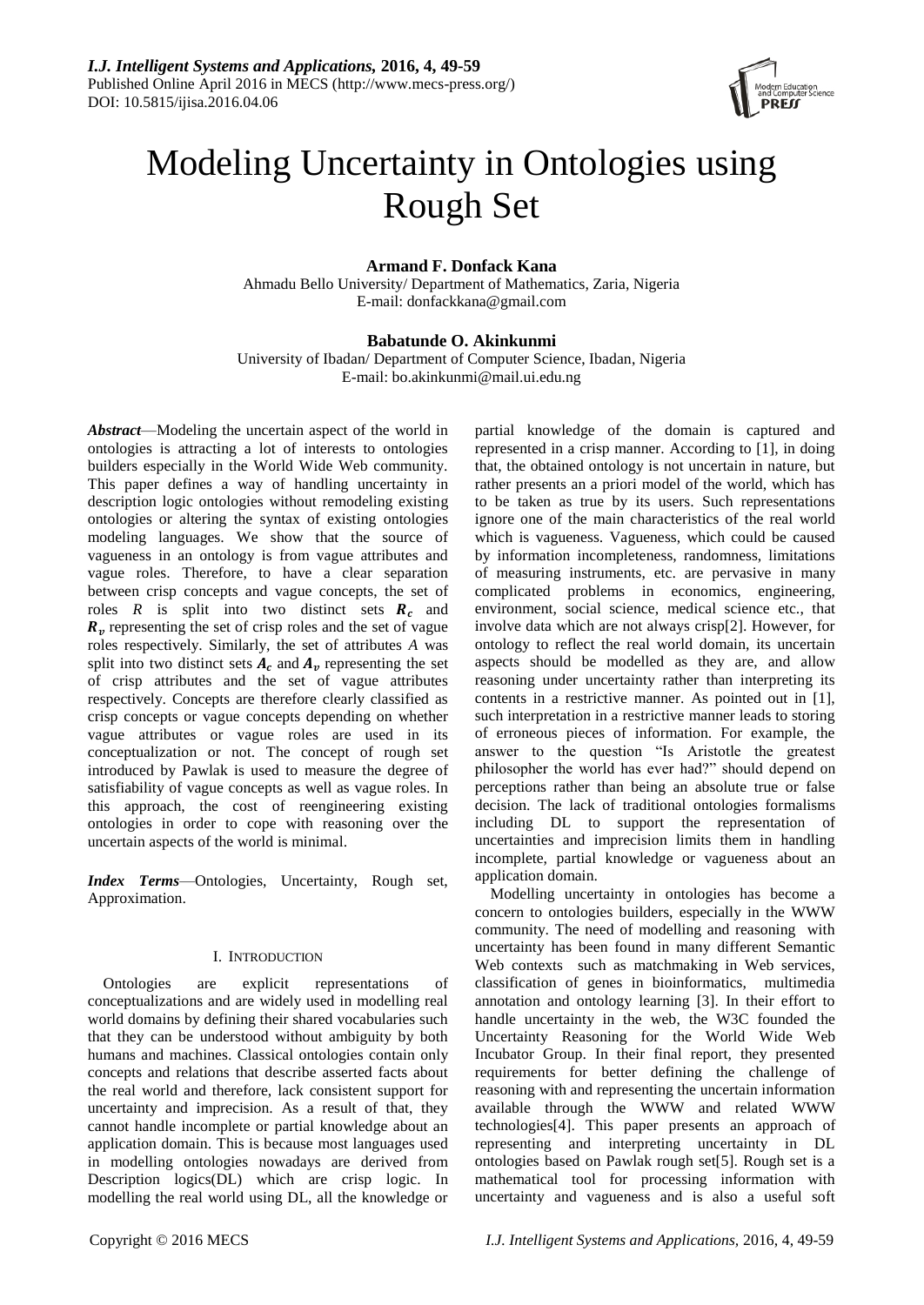# Modeling Uncertainty in Ontologies using Rough Set

**Armand F. Donfack Kana**
Ahmadu Bello University/ Department of Mathematics, Zaria, Nigeria
E-mail: donfackkana@gmail.com

**Babatunde O. Akinkunmi**
University of Ibadan/ Department of Computer Science, Ibadan, Nigeria
E-mail: bo.akinkunmi@mail.ui.edu.ng

***Abstract***—Modeling the uncertain aspect of the world in ontologies is attracting a lot of interests to ontologies builders especially in the World Wide Web community. This paper defines a way of handling uncertainty in description logic ontologies without remodeling existing ontologies or altering the syntax of existing ontologies modeling languages. We show that the source of vagueness in an ontology is from vague attributes and vague roles. Therefore, to have a clear separation between crisp concepts and vague concepts, the set of roles $R$ is split into two distinct sets $\boldsymbol{R_c}$ and $\boldsymbol{R_v}$ representing the set of crisp roles and the set of vague roles respectively. Similarly, the set of attributes $A$ was split into two distinct sets $\boldsymbol{A_c}$ and $\boldsymbol{A_v}$ representing the set of crisp attributes and the set of vague attributes respectively. Concepts are therefore clearly classified as crisp concepts or vague concepts depending on whether vague attributes or vague roles are used in its conceptualization or not. The concept of rough set introduced by Pawlak is used to measure the degree of satisfiability of vague concepts as well as vague roles. In this approach, the cost of reengineering existing ontologies in order to cope with reasoning over the uncertain aspects of the world is minimal.

***Index Terms***—Ontologies, Uncertainty, Rough set, Approximation.

## I. Introduction

Ontologies are explicit representations of conceptualizations and are widely used in modelling real world domains by defining their shared vocabularies such that they can be understood without ambiguity by both humans and machines. Classical ontologies contain only concepts and relations that describe asserted facts about the real world and therefore, lack consistent support for uncertainty and imprecision. As a result of that, they cannot handle incomplete or partial knowledge about an application domain. This is because most languages used in modelling ontologies nowadays are derived from Description logics(DL) which are crisp logic. In modelling the real world using DL, all the knowledge or partial knowledge of the domain is captured and represented in a crisp manner. According to [1], in doing that, the obtained ontology is not uncertain in nature, but rather presents an a priori model of the world, which has to be taken as true by its users. Such representations ignore one of the main characteristics of the real world which is vagueness. Vagueness, which could be caused by information incompleteness, randomness, limitations of measuring instruments, etc. are pervasive in many complicated problems in economics, engineering, environment, social science, medical science etc., that involve data which are not always crisp[2]. However, for ontology to reflect the real world domain, its uncertain aspects should be modelled as they are, and allow reasoning under uncertainty rather than interpreting its contents in a restrictive manner. As pointed out in [1], such interpretation in a restrictive manner leads to storing of erroneous pieces of information. For example, the answer to the question "Is Aristotle the greatest philosopher the world has ever had?" should depend on perceptions rather than being an absolute true or false decision. The lack of traditional ontologies formalisms including DL to support the representation of uncertainties and imprecision limits them in handling incomplete, partial knowledge or vagueness about an application domain.

Modelling uncertainty in ontologies has become a concern to ontologies builders, especially in the WWW community. The need of modelling and reasoning with uncertainty has been found in many different Semantic Web contexts such as matchmaking in Web services, classification of genes in bioinformatics, multimedia annotation and ontology learning [3]. In their effort to handle uncertainty in the web, the W3C founded the Uncertainty Reasoning for the World Wide Web Incubator Group. In their final report, they presented requirements for better defining the challenge of reasoning with and representing the uncertain information available through the WWW and related WWW technologies[4]. This paper presents an approach of representing and interpreting uncertainty in DL ontologies based on Pawlak rough set[5]. Rough set is a mathematical tool for processing information with uncertainty and vagueness and is also a useful soft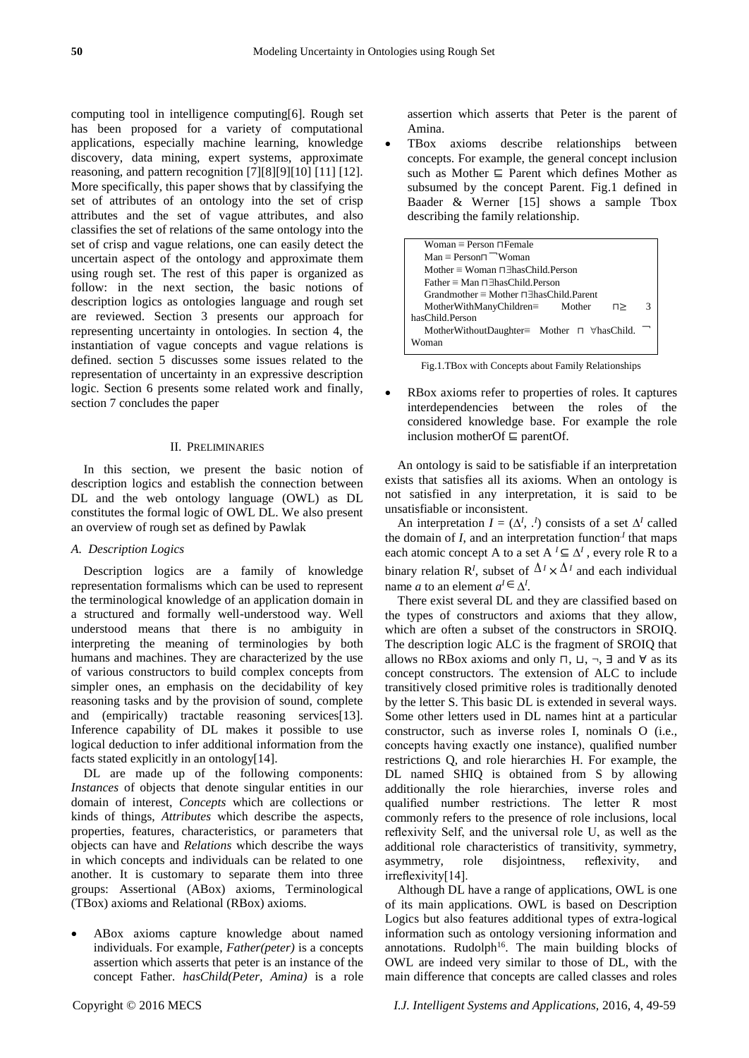computing tool in intelligence computing[6]. Rough set has been proposed for a variety of computational applications, especially machine learning, knowledge discovery, data mining, expert systems, approximate reasoning, and pattern recognition [7][8][9][10] [11] [12]. More specifically, this paper shows that by classifying the set of attributes of an ontology into the set of crisp attributes and the set of vague attributes, and also classifies the set of relations of the same ontology into the set of crisp and vague relations, one can easily detect the uncertain aspect of the ontology and approximate them using rough set. The rest of this paper is organized as follow: in the next section, the basic notions of description logics as ontologies language and rough set are reviewed. Section 3 presents our approach for representing uncertainty in ontologies. In section 4, the instantiation of vague concepts and vague relations is defined. section 5 discusses some issues related to the representation of uncertainty in an expressive description logic. Section 6 presents some related work and finally, section 7 concludes the paper

## II. PRELIMINARIES

In this section, we present the basic notion of description logics and establish the connection between DL and the web ontology language (OWL) as DL constitutes the formal logic of OWL DL. We also present an overview of rough set as defined by Pawlak

### *A. Description Logics*

Description logics are a family of knowledge representation formalisms which can be used to represent the terminological knowledge of an application domain in a structured and formally well-understood way. Well understood means that there is no ambiguity in interpreting the meaning of terminologies by both humans and machines. They are characterized by the use of various constructors to build complex concepts from simpler ones, an emphasis on the decidability of key reasoning tasks and by the provision of sound, complete and (empirically) tractable reasoning services[13]. Inference capability of DL makes it possible to use logical deduction to infer additional information from the facts stated explicitly in an ontology[14].

DL are made up of the following components: *Instances* of objects that denote singular entities in our domain of interest, *Concepts* which are collections or kinds of things, *Attributes* which describe the aspects, properties, features, characteristics, or parameters that objects can have and *Relations* which describe the ways in which concepts and individuals can be related to one another. It is customary to separate them into three groups: Assertional (ABox) axioms, Terminological (TBox) axioms and Relational (RBox) axioms.

- ABox axioms capture knowledge about named individuals. For example, *Father(peter)* is a concepts assertion which asserts that peter is an instance of the concept Father. *hasChild(Peter, Amina)* is a role assertion which asserts that Peter is the parent of Amina.
- TBox axioms describe relationships between concepts. For example, the general concept inclusion such as Mother ⊑ Parent which defines Mother as subsumed by the concept Parent. Fig.1 defined in Baader & Werner [15] shows a sample Tbox describing the family relationship.

```
Woman ≡ Person ⊓Female
Man ≡ Person⊓ ¬Woman
Mother ≡ Woman ⊓∃hasChild.Person
Father ≡ Man ⊓∃hasChild.Person
Grandmother ≡ Mother ⊓∃hasChild.Parent
MotherWithManyChildren≡ Mother ⊓≥ 3 hasChild.Person
MotherWithoutDaughter≡ Mother ⊓ ∀hasChild. ¬ Woman
```

Fig.1.TBox with Concepts about Family Relationships

- RBox axioms refer to properties of roles. It captures interdependencies between the roles of the considered knowledge base. For example the role inclusion motherOf ⊑ parentOf.

An ontology is said to be satisfiable if an interpretation exists that satisfies all its axioms. When an ontology is not satisfied in any interpretation, it is said to be unsatisfiable or inconsistent.

An interpretation $I = (\Delta^I, \cdot^I)$ consists of a set $\Delta^I$ called the domain of *I*, and an interpretation function $\cdot^I$ that maps each atomic concept A to a set $A^I \subseteq \Delta^I$, every role R to a binary relation $R^I$, subset of $\Delta^I \times \Delta^I$ and each individual name *a* to an element $a^I \in \Delta^I$.

There exist several DL and they are classified based on the types of constructors and axioms that they allow, which are often a subset of the constructors in SROIQ. The description logic ALC is the fragment of SROIQ that allows no RBox axioms and only ⊓, ⊔, ¬, ∃ and ∀ as its concept constructors. The extension of ALC to include transitively closed primitive roles is traditionally denoted by the letter S. This basic DL is extended in several ways. Some other letters used in DL names hint at a particular constructor, such as inverse roles I, nominals O (i.e., concepts having exactly one instance), qualified number restrictions Q, and role hierarchies H. For example, the DL named SHIQ is obtained from S by allowing additionally the role hierarchies, inverse roles and qualified number restrictions. The letter R most commonly refers to the presence of role inclusions, local reflexivity Self, and the universal role U, as well as the additional role characteristics of transitivity, symmetry, asymmetry, role disjointness, reflexivity, and irreflexivity[14].

Although DL have a range of applications, OWL is one of its main applications. OWL is based on Description Logics but also features additional types of extra-logical information such as ontology versioning information and annotations. Rudolph[16]. The main building blocks of OWL are indeed very similar to those of DL, with the main difference that concepts are called classes and roles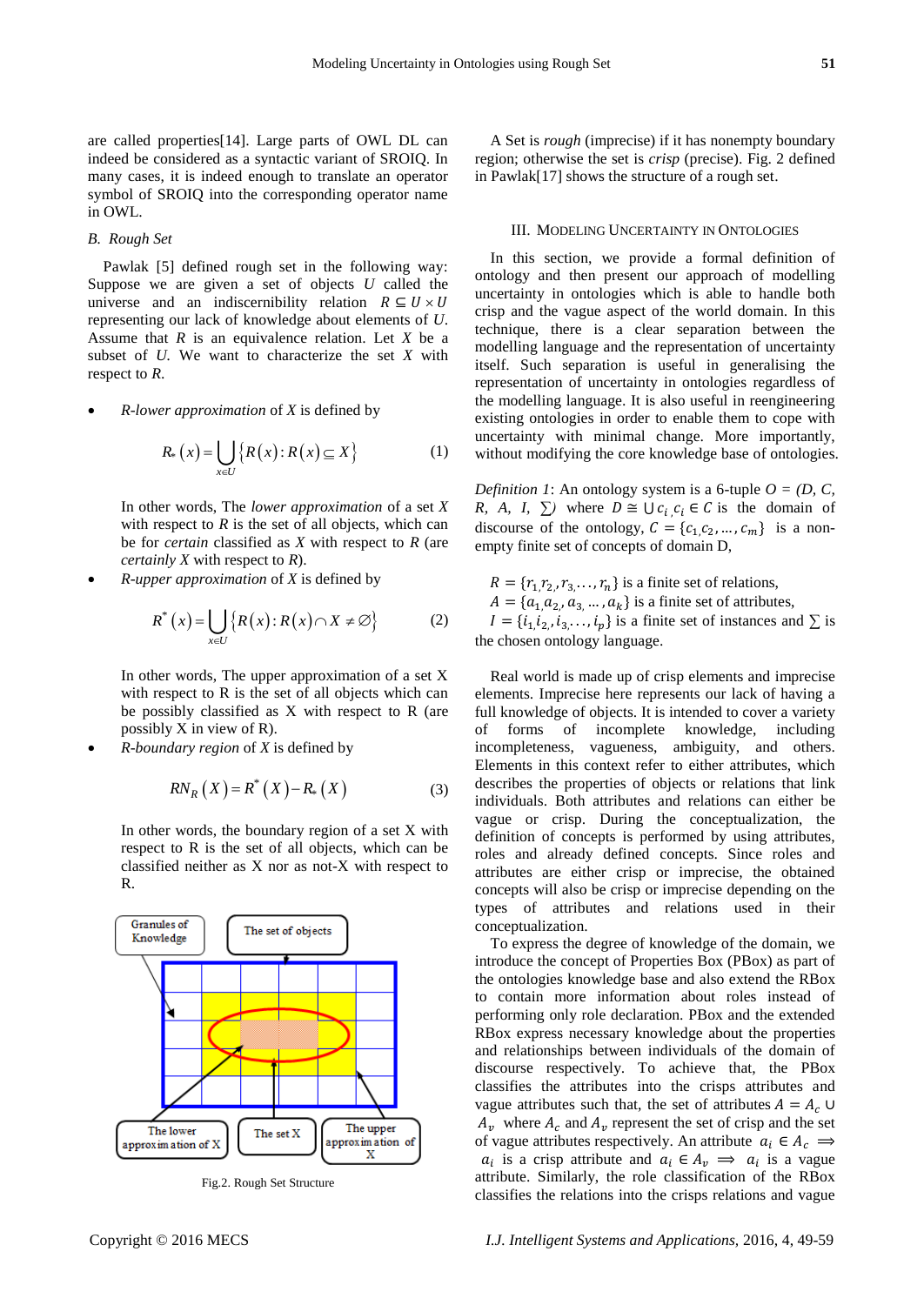are called properties[14]. Large parts of OWL DL can indeed be considered as a syntactic variant of SROIQ. In many cases, it is indeed enough to translate an operator symbol of SROIQ into the corresponding operator name in OWL.

### B. Rough Set

Pawlak [5] defined rough set in the following way: Suppose we are given a set of objects $U$ called the universe and an indiscernibility relation $R \subseteq U \times U$ representing our lack of knowledge about elements of $U$. Assume that $R$ is an equivalence relation. Let $X$ be a subset of $U$. We want to characterize the set $X$ with respect to $R$.

- *R-lower approximation* of $X$ is defined by

$$R_*(x) = \bigcup_{x \in U} \{R(x) : R(x) \subseteq X\} \tag{1}$$

  In other words, The *lower approximation* of a set $X$ with respect to $R$ is the set of all objects, which can be for *certain* classified as $X$ with respect to $R$ (are *certainly* $X$ with respect to $R$).

- *R-upper approximation* of $X$ is defined by

$$R^*(x) = \bigcup_{x \in U} \{R(x) : R(x) \cap X \neq \varnothing\} \tag{2}$$

  In other words, The upper approximation of a set X with respect to R is the set of all objects which can be possibly classified as X with respect to R (are possibly X in view of R).

- *R-boundary region* of $X$ is defined by

$$RN_R(X) = R^*(X) - R_*(X) \tag{3}$$

  In other words, the boundary region of a set X with respect to R is the set of all objects, which can be classified neither as X nor as not-X with respect to R.

Fig.2. Rough Set Structure

A Set is *rough* (imprecise) if it has nonempty boundary region; otherwise the set is *crisp* (precise). Fig. 2 defined in Pawlak[17] shows the structure of a rough set.

## III. Modeling Uncertainty in Ontologies

In this section, we provide a formal definition of ontology and then present our approach of modelling uncertainty in ontologies which is able to handle both crisp and the vague aspect of the world domain. In this technique, there is a clear separation between the modelling language and the representation of uncertainty itself. Such separation is useful in generalising the representation of uncertainty in ontologies regardless of the modelling language. It is also useful in reengineering existing ontologies in order to enable them to cope with uncertainty with minimal change. More importantly, without modifying the core knowledge base of ontologies.

*Definition 1*: An ontology system is a 6-tuple $O = (D, C, R, A, I, \sum)$ where $D \cong \cup c_i, c_i \in C$ is the domain of discourse of the ontology, $C = \{c_1, c_2, \ldots, c_m\}$ is a non-empty finite set of concepts of domain D,

$R = \{r_1, r_2, r_3, \ldots, r_n\}$ is a finite set of relations,
$A = \{a_1, a_2, a_3, \ldots, a_k\}$ is a finite set of attributes,
$I = \{i_1, i_2, i_3, \ldots, i_p\}$ is a finite set of instances and $\sum$ is the chosen ontology language.

Real world is made up of crisp elements and imprecise elements. Imprecise here represents our lack of having a full knowledge of objects. It is intended to cover a variety of forms of incomplete knowledge, including incompleteness, vagueness, ambiguity, and others. Elements in this context refer to either attributes, which describes the properties of objects or relations that link individuals. Both attributes and relations can either be vague or crisp. During the conceptualization, the definition of concepts is performed by using attributes, roles and already defined concepts. Since roles and attributes are either crisp or imprecise, the obtained concepts will also be crisp or imprecise depending on the types of attributes and relations used in their conceptualization.

To express the degree of knowledge of the domain, we introduce the concept of Properties Box (PBox) as part of the ontologies knowledge base and also extend the RBox to contain more information about roles instead of performing only role declaration. PBox and the extended RBox express necessary knowledge about the properties and relationships between individuals of the domain of discourse respectively. To achieve that, the PBox classifies the attributes into the crisps attributes and vague attributes such that, the set of attributes $A = A_c \cup A_v$ where $A_c$ and $A_v$ represent the set of crisp and the set of vague attributes respectively. An attribute $a_i \in A_c \implies a_i$ is a crisp attribute and $a_i \in A_v \implies a_i$ is a vague attribute. Similarly, the role classification of the RBox classifies the relations into the crisps relations and vague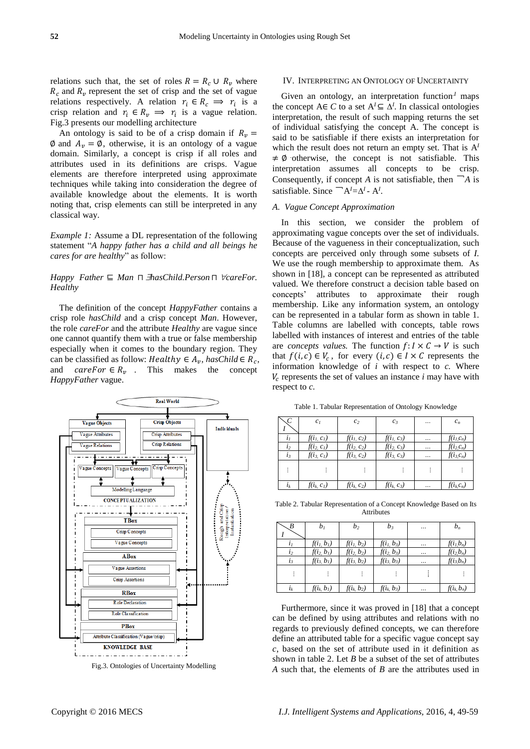relations such that, the set of roles $R = R_c \cup R_v$ where $R_c$ and $R_v$ represent the set of crisp and the set of vague relations respectively. A relation $r_i \in R_c \implies r_i$ is a crisp relation and $r_i \in R_v \implies r_i$ is a vague relation. Fig.3 presents our modelling architecture

An ontology is said to be of a crisp domain if $R_v = \emptyset$ and $A_v = \emptyset$, otherwise, it is an ontology of a vague domain. Similarly, a concept is crisp if all roles and attributes used in its definitions are crisps. Vague elements are therefore interpreted using approximate techniques while taking into consideration the degree of available knowledge about the elements. It is worth noting that, crisp elements can still be interpreted in any classical way.

*Example 1:* Assume a DL representation of the following statement "*A happy father has a child and all beings he cares for are healthy*" as follow:

*Happy Father* $\sqsubseteq$ *Man* $\sqcap$ $\exists$*hasChild.Person* $\sqcap$ $\forall$*careFor. Healthy*

The definition of the concept *HappyFather* contains a crisp role *hasChild* and a crisp concept *Man*. However, the role *careFor* and the attribute *Healthy* are vague since one cannot quantify them with a true or false membership especially when it comes to the boundary region. They can be classified as follow: $Healthy \in A_v$, $hasChild \in R_c$, and $careFor \in R_v$. This makes the concept *HappyFather* vague.

Fig.3. Ontologies of Uncertainty Modelling

## IV. Interpreting an Ontology of Uncertainty

Given an ontology, an interpretation function $^I$ maps the concept A$\in C$ to a set $A^I \subseteq \Delta^I$. In classical ontologies interpretation, the result of such mapping returns the set of individual satisfying the concept A. The concept is said to be satisfiable if there exists an interpretation for which the result does not return an empty set. That is $A^I \neq \emptyset$ otherwise, the concept is not satisfiable. This interpretation assumes all concepts to be crisp. Consequently, if concept *A* is not satisfiable, then $\neg A$ is satisfiable. Since $\neg A^I = \Delta^I - A^I$.

### A. Vague Concept Approximation

In this section, we consider the problem of approximating vague concepts over the set of individuals. Because of the vagueness in their conceptualization, such concepts are perceived only through some subsets of *I.* We use the rough membership to approximate them. As shown in [18], a concept can be represented as attributed valued. We therefore construct a decision table based on concepts' attributes to approximate their rough membership. Like any information system, an ontology can be represented in a tabular form as shown in table 1. Table columns are labelled with concepts, table rows labelled with instances of interest and entries of the table are *concepts values.* The function $f: I \times C \rightarrow V$ is such that $f(i, c) \in V_c$, for every $(i, c) \in I \times C$ represents the information knowledge of *i* with respect to *c.* Where $V_c$ represents the set of values an instance *i* may have with respect to *c.*

Table 1. Tabular Representation of Ontology Knowledge

| C / I | $c_1$ | $c_2$ | $c_3$ | … | $c_n$ |
|---|---|---|---|---|---|
| $i_1$ | $f(i_1, c_1)$ | $f(i_1, c_2)$ | $f(i_1, c_3)$ | … | $f(i_1, c_n)$ |
| $i_2$ | $f(i_2, c_1)$ | $f(i_2, c_2)$ | $f(i_2, c_3)$ | … | $f(i_2, c_n)$ |
| $i_3$ | $f(i_3, c_1)$ | $f(i_3, c_2)$ | $f(i_3, c_3)$ | … | $f(i_3, c_n)$ |
| ⋮ | ⋮ | ⋮ | ⋮ | ⋮ | ⋮ |
| $i_k$ | $f(i_k, c_1)$ | $f(i_k, c_2)$ | $f(i_k, c_3)$ | … | $f(i_k, c_n)$ |

Table 2. Tabular Representation of a Concept Knowledge Based on Its Attributes

| B / I | $b_1$ | $b_2$ | $b_3$ | … | $b_n$ |
|---|---|---|---|---|---|
| $i_1$ | $f(i_1, b_1)$ | $f(i_1, b_2)$ | $f(i_1, b_3)$ | … | $f(i_1, b_n)$ |
| $i_2$ | $f(i_2, b_1)$ | $f(i_2, b_2)$ | $f(i_2, b_3)$ | … | $f(i_2, b_n)$ |
| $i_3$ | $f(i_3, b_1)$ | $f(i_3, b_2)$ | $f(i_3, b_3)$ | … | $f(i_3, b_n)$ |
| ⋮ | ⋮ | ⋮ | ⋮ | ⋮ | ⋮ |
| $i_k$ | $f(i_k, b_1)$ | $f(i_k, b_2)$ | $f(i_k, b_3)$ | … | $f(i_k, b_n)$ |

Furthermore, since it was proved in [18] that a concept can be defined by using attributes and relations with no regards to previously defined concepts, we can therefore define an attributed table for a specific vague concept say *c*, based on the set of attribute used in it definition as shown in table 2. Let *B* be a subset of the set of attributes *A* such that, the elements of *B* are the attributes used in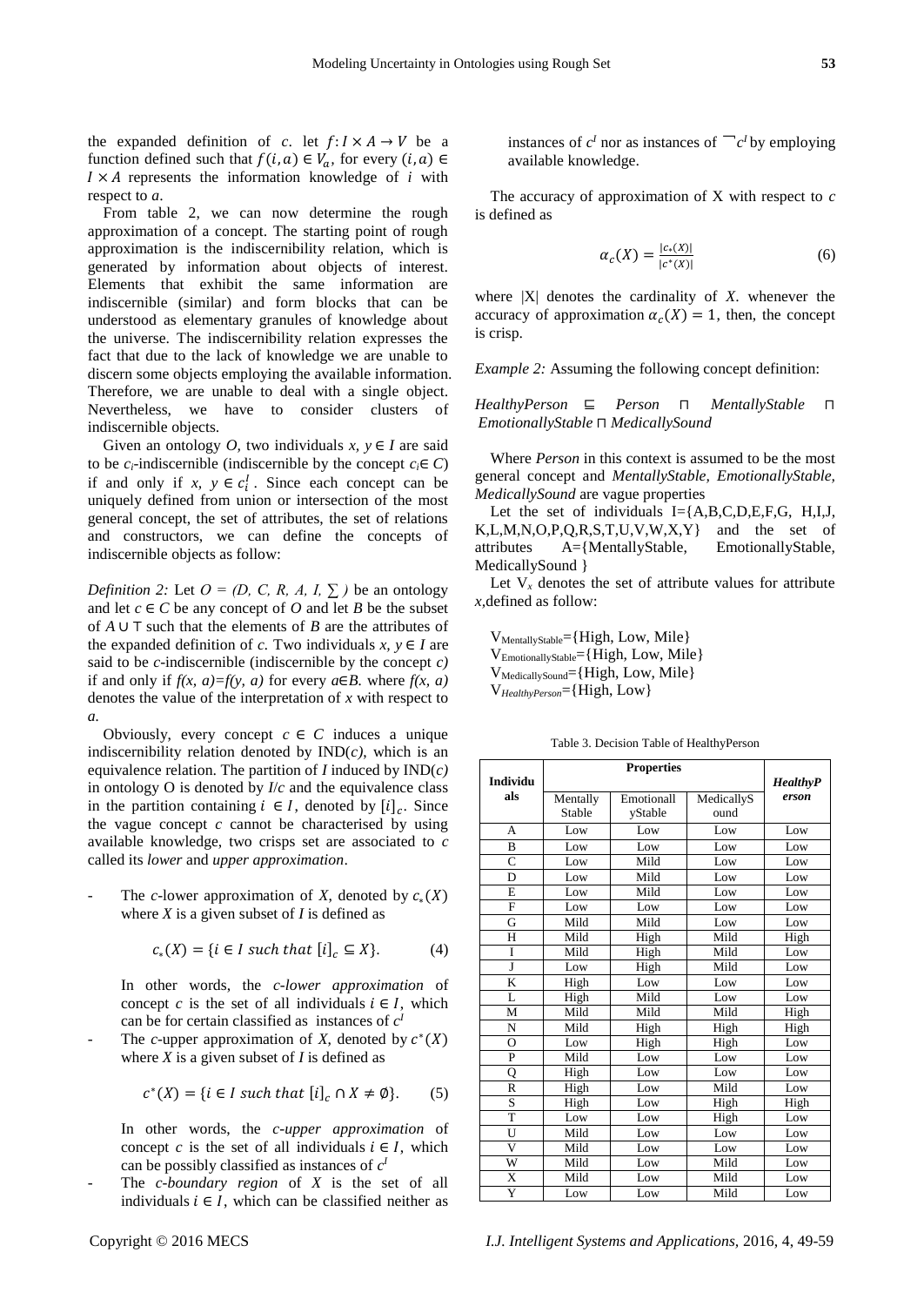the expanded definition of $c$. let $f: I \times A \rightarrow V$ be a function defined such that $f(i,a) \in V_a$, for every $(i,a) \in I \times A$ represents the information knowledge of $i$ with respect to $a$.

From table 2, we can now determine the rough approximation of a concept. The starting point of rough approximation is the indiscernibility relation, which is generated by information about objects of interest. Elements that exhibit the same information are indiscernible (similar) and form blocks that can be understood as elementary granules of knowledge about the universe. The indiscernibility relation expresses the fact that due to the lack of knowledge we are unable to discern some objects employing the available information. Therefore, we are unable to deal with a single object. Nevertheless, we have to consider clusters of indiscernible objects.

Given an ontology *O*, two individuals $x, y \in I$ are said to be $c_i$-indiscernible (indiscernible by the concept $c_i \in C$) if and only if $x, y \in c_i^I$. Since each concept can be uniquely defined from union or intersection of the most general concept, the set of attributes, the set of relations and constructors, we can define the concepts of indiscernible objects as follow:

*Definition 2:* Let $O = (D, C, R, A, I, \sum)$ be an ontology and let $c \in C$ be any concept of *O* and let *B* be the subset of $A \cup \top$ such that the elements of *B* are the attributes of the expanded definition of *c*. Two individuals $x, y \in I$ are said to be *c*-indiscernible (indiscernible by the concept *c)* if and only if $f(x, a)=f(y, a)$ for every $a \in B$. where $f(x, a)$ denotes the value of the interpretation of *x* with respect to *a*.

Obviously, every concept $c \in C$ induces a unique indiscernibility relation denoted by IND(*c*), which is an equivalence relation. The partition of *I* induced by IND(*c)* in ontology O is denoted by *I*/*c* and the equivalence class in the partition containing $i \in I$, denoted by $[i]_c$. Since the vague concept *c* cannot be characterised by using available knowledge, two crisps set are associated to *c* called its *lower* and *upper approximation*.

- The *c*-lower approximation of *X*, denoted by $c_*(X)$ where *X* is a given subset of *I* is defined as

$$c_*(X) = \{i \in I \text{ such that } [i]_c \subseteq X\}. \tag{4}$$

In other words, the *c-lower approximation* of concept *c* is the set of all individuals $i \in I$, which can be for certain classified as instances of $c^I$

- The *c*-upper approximation of *X*, denoted by $c^*(X)$ where *X* is a given subset of *I* is defined as

$$c^*(X) = \{i \in I \text{ such that } [i]_c \cap X \neq \emptyset\}. \tag{5}$$

In other words, the *c-upper approximation* of concept *c* is the set of all individuals $i \in I$, which can be possibly classified as instances of $c^I$

- The *c-boundary region* of *X* is the set of all individuals $i \in I$, which can be classified neither as instances of $c^I$ nor as instances of $\neg c^I$ by employing available knowledge.

The accuracy of approximation of X with respect to *c* is defined as

$$\alpha_c(X) = \frac{|c_*(X)|}{|c^*(X)|} \tag{6}$$

where |X| denotes the cardinality of *X*. whenever the accuracy of approximation $\alpha_c(X) = 1$, then, the concept is crisp.

*Example 2:* Assuming the following concept definition:

*HealthyPerson* ⊑ *Person* ⊓ *MentallyStable* ⊓ *EmotionallyStable* ⊓ *MedicallySound*

Where *Person* in this context is assumed to be the most general concept and *MentallyStable, EmotionallyStable, MedicallySound* are vague properties

Let the set of individuals I={A,B,C,D,E,F,G, H,I,J, K,L,M,N,O,P,Q,R,S,T,U,V,W,X,Y} and the set of attributes A={MentallyStable, EmotionallyStable, MedicallySound }

Let $V_x$ denotes the set of attribute values for attribute *x*,defined as follow:

$V_{MentallyStable}$={High, Low, Mile}
$V_{EmotionallyStable}$={High, Low, Mile}
$V_{MedicallySound}$={High, Low, Mile}
$V_{HealthyPerson}$={High, Low}

Table 3. Decision Table of HealthyPerson

| Individuals | Properties | | | *HealthyPerson* |
|---|---|---|---|---|
| | Mentally Stable | Emotionally Stable | MedicallySound | |
| A | Low | Low | Low | Low |
| B | Low | Low | Low | Low |
| C | Low | Mild | Low | Low |
| D | Low | Mild | Low | Low |
| E | Low | Mild | Low | Low |
| F | Low | Low | Low | Low |
| G | Mild | Mild | Low | Low |
| H | Mild | High | Mild | High |
| I | Mild | High | Mild | Low |
| J | Low | High | Mild | Low |
| K | High | Low | Low | Low |
| L | High | Mild | Low | Low |
| M | Mild | Mild | Mild | High |
| N | Mild | High | High | High |
| O | Low | High | High | Low |
| P | Mild | Low | Low | Low |
| Q | High | Low | Low | Low |
| R | High | Low | Mild | Low |
| S | High | Low | High | High |
| T | Low | Low | High | Low |
| U | Mild | Low | Low | Low |
| V | Mild | Low | Low | Low |
| W | Mild | Low | Mild | Low |
| X | Mild | Low | Mild | Low |
| Y | Low | Low | Mild | Low |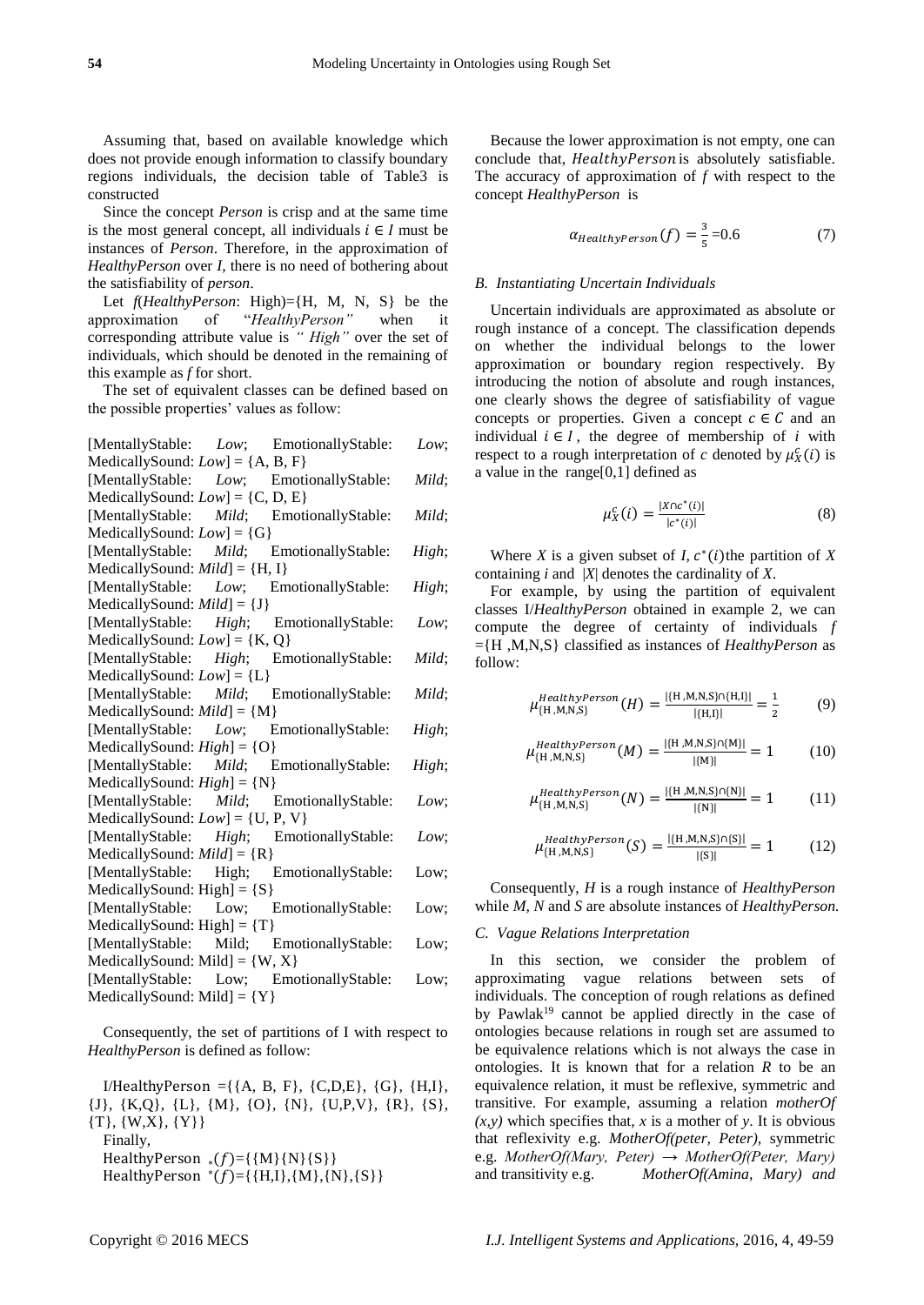Assuming that, based on available knowledge which does not provide enough information to classify boundary regions individuals, the decision table of Table3 is constructed

Since the concept *Person* is crisp and at the same time is the most general concept, all individuals $i \in I$ must be instances of *Person*. Therefore, in the approximation of *HealthyPerson* over *I*, there is no need of bothering about the satisfiability of *person*.

Let *f*(*HealthyPerson*: High)={H, M, N, S} be the approximation of "*HealthyPerson"* when it corresponding attribute value is *" High"* over the set of individuals, which should be denoted in the remaining of this example as *f* for short.

The set of equivalent classes can be defined based on the possible properties' values as follow:

[MentallyStable: *Low*; EmotionallyStable: *Low*; MedicallySound: *Low*] = {A, B, F}
[MentallyStable: *Low*; EmotionallyStable: *Mild*; MedicallySound: *Low*] = {C, D, E}
[MentallyStable: *Mild*; EmotionallyStable: *Mild*; MedicallySound: *Low*] = {G}
[MentallyStable: *Mild*; EmotionallyStable: *High*; MedicallySound: *Mild*] = {H, I}
[MentallyStable: *Low*; EmotionallyStable: *High*; MedicallySound: *Mild*] = {J}
[MentallyStable: *High*; EmotionallyStable: *Low*; MedicallySound: *Low*] = {K, Q}
[MentallyStable: *High*; EmotionallyStable: *Mild*; MedicallySound: *Low*] = {L}
[MentallyStable: *Mild*; EmotionallyStable: *Mild*; MedicallySound: *Mild*] = {M}
[MentallyStable: *Low*; EmotionallyStable: *High*; MedicallySound: *High*] = {O}
[MentallyStable: *Mild*; EmotionallyStable: *High*; MedicallySound: *High*] = {N}
[MentallyStable: *Mild*; EmotionallyStable: *Low*; MedicallySound: *Low*] = {U, P, V}
[MentallyStable: *High*; EmotionallyStable: *Low*; MedicallySound: *Mild*] = {R}
[MentallyStable: High; EmotionallyStable: Low; MedicallySound: High] = {S}
[MentallyStable: Low; EmotionallyStable: Low; MedicallySound: High] = {T}
[MentallyStable: Mild; EmotionallyStable: Low; MedicallySound: Mild] = {W, X}
[MentallyStable: Low; EmotionallyStable: Low; MedicallySound: Mild] = {Y}

Consequently, the set of partitions of I with respect to *HealthyPerson* is defined as follow:

I/HealthyPerson ={{A, B, F}, {C,D,E}, {G}, {H,I}, {J}, {K,Q}, {L}, {M}, {O}, {N}, {U,P,V}, {R}, {S}, {T}, {W,X}, {Y}}

Finally,

HealthyPerson $_*(f)$={{M}{N}{S}}

HealthyPerson $^*(f)$={{H,I},{M},{N},{S}}

Because the lower approximation is not empty, one can conclude that, $HealthyPerson$ is absolutely satisfiable. The accuracy of approximation of *f* with respect to the concept *HealthyPerson* is

$$\alpha_{HealthyPerson}(f) = \frac{3}{5} = 0.6 \tag{7}$$

### *B. Instantiating Uncertain Individuals*

Uncertain individuals are approximated as absolute or rough instance of a concept. The classification depends on whether the individual belongs to the lower approximation or boundary region respectively. By introducing the notion of absolute and rough instances, one clearly shows the degree of satisfiability of vague concepts or properties. Given a concept $c \in C$ and an individual $i \in I$, the degree of membership of *i* with respect to a rough interpretation of *c* denoted by $\mu_X^c(i)$ is a value in the range[0,1] defined as

$$\mu_X^c(i) = \frac{|X \cap c^*(i)|}{|c^*(i)|} \tag{8}$$

Where *X* is a given subset of *I*, $c^*(i)$the partition of *X* containing *i* and $|X|$ denotes the cardinality of *X*.

For example, by using the partition of equivalent classes I/*HealthyPerson* obtained in example 2, we can compute the degree of certainty of individuals *f* ={H ,M,N,S} classified as instances of *HealthyPerson* as follow:

$$\mu_{\{H,M,N,S\}}^{HealthyPerson}(H) = \frac{|\{H,M,N,S\} \cap \{H,I\}|}{|\{H,I\}|} = \frac{1}{2} \tag{9}$$

$$\mu_{\{H,M,N,S\}}^{HealthyPerson}(M) = \frac{|\{H,M,N,S\} \cap \{M\}|}{|\{M\}|} = 1 \tag{10}$$

$$\mu_{\{H,M,N,S\}}^{HealthyPerson}(N) = \frac{|\{H,M,N,S\} \cap \{N\}|}{|\{N\}|} = 1 \tag{11}$$

$$\mu_{\{H,M,N,S\}}^{HealthyPerson}(S) = \frac{|\{H,M,N,S\} \cap \{S\}|}{|\{S\}|} = 1 \tag{12}$$

Consequently, *H* is a rough instance of *HealthyPerson* while *M, N* and *S* are absolute instances of *HealthyPerson.*

### *C. Vague Relations Interpretation*

In this section, we consider the problem of approximating vague relations between sets of individuals. The conception of rough relations as defined by Pawlak[19] cannot be applied directly in the case of ontologies because relations in rough set are assumed to be equivalence relations which is not always the case in ontologies. It is known that for a relation *R* to be an equivalence relation, it must be reflexive, symmetric and transitive. For example, assuming a relation *motherOf (x,y)* which specifies that, *x* is a mother of *y*. It is obvious that reflexivity e.g. *MotherOf(peter, Peter)*, symmetric e.g. *MotherOf(Mary, Peter)* → *MotherOf(Peter, Mary)* and transitivity e.g. *MotherOf(Amina, Mary) and*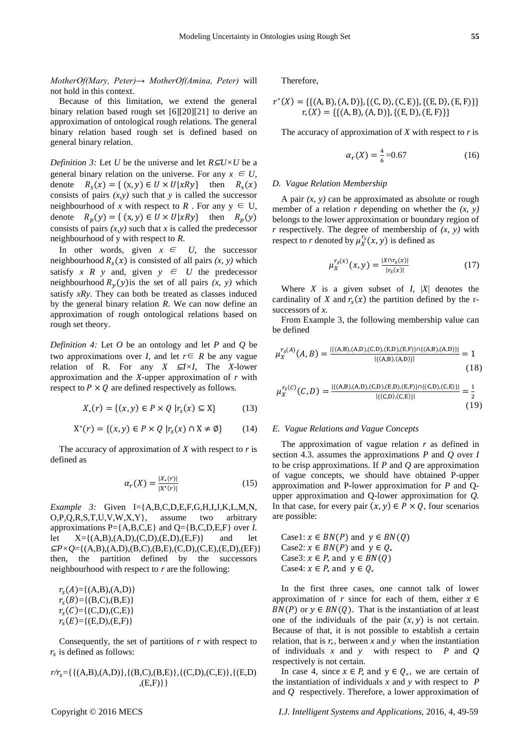*MotherOf(Mary, Peter)→ MotherOf(Amina, Peter)* will not hold in this context.

Because of this limitation, we extend the general binary relation based rough set [6][20][21] to derive an approximation of ontological rough relations. The general binary relation based rough set is defined based on general binary relation.

*Definition 3:* Let *U* be the universe and let $R \subseteq U \times U$ be a general binary relation on the universe. For any $x \in U$, denote $R_s(x) = \{ (x,y) \in U \times U | xRy\}$ then $R_s(x)$ consists of pairs *(x,y)* such that *y* is called the successor neighbourhood of *x* with respect to *R* . For any $y \in U$, denote $R_p(y) = \{ (x,y) \in U \times U | xRy\}$ then $R_p(y)$ consists of pairs *(x,y)* such that *x* is called the predecessor neighbourhood of y with respect to *R.*

In other words, given $x \in U$, the successor neighbourhood $R_s(x)$ is consisted of all pairs *(x, y)* which satisfy *x R y* and, given $y \in U$ the predecessor neighbourhood $R_y(y)$is the set of all pairs *(x, y)* which satisfy *xRy*. They can both be treated as classes induced by the general binary relation *R*. We can now define an approximation of rough ontological relations based on rough set theory.

*Definition 4:* Let *O* be an ontology and let *P* and *Q* be two approximations over *I,* and let $r \in R$ be any vague relation of R. For any $X \subseteq I \times I$, The *X*-lower approximation and the *X*-upper approximation of *r* with respect to $P \times Q$ are defined respectively as follows.

$$X_*(r) = \{(x,y) \in P \times Q \; | r_s(x) \subseteq X\} \tag{13}$$

$$X^*(r) = \{(x,y) \in P \times Q \; | r_s(x) \cap X \neq \emptyset\} \tag{14}$$

The accuracy of approximation of *X* with respect to *r* is defined as

$$\alpha_r(X) = \frac{|X_*(r)|}{|X^*(r)|} \tag{15}$$

*Example 3:* Given I={A,B,C,D,E,F,G,H,I,J,K,L,M,N, O,P,Q,R,S,T,U,V,W,X,Y}, assume two arbitrary approximations P={A,B,C,E} and Q={B,C,D,E,F} over *I.* let X={(A,B),(A,D),(C,D),(E,D),(E,F)} and let $\subseteq P \times Q$={(A,B),(A,D),(B,C),(B,E),(C,D),(C,E),(E,D),(EF)} then, the partition defined by the successors neighbourhood with respect to *r* are the following:

$r_s(A)$={(A,B),(A,D)}
$r_s(B)$={(B,C),(B,E)}
$r_s(C)$={(C,D),(C,E)}
$r_s(E)$={(E,D),(E,F)}

Consequently, the set of partitions of *r* with respect to $r_s$ is defined as follows:

$r/r_s$={{(A,B),(A,D)},{(B,C),(B,E)},{(C,D),(C,E)},{(E,D),(E,F)}}

Therefore,

$$r^*(X) = \{\{(A,B),(A,D)\},\{(C,D),(C,E)\},\{(E,D),(E,F)\}\}$$
$$r_*(X) = \{\{(A,B),(A,D)\},\{(E,D),(E,F)\}\}$$

The accuracy of approximation of *X* with respect to *r* is

$$\alpha_r(X) = \tfrac{4}{6} = 0.67 \tag{16}$$

### *D. Vague Relation Membership*

A pair *(x, y)* can be approximated as absolute or rough member of a relation *r* depending on whether the *(x, y)* belongs to the lower approximation or boundary region of *r* respectively. The degree of membership of *(x, y)* with respect to *r* denoted by $\mu_X^{r_s}(x,y)$ is defined as

$$\mu_X^{r_s(x)}(x,y) = \frac{|X \cap r_s(x)|}{|r_s(x)|} \tag{17}$$

Where *X* is a given subset of *I*, *|X|* denotes the cardinality of *X* and $r_s(x)$ the partition defined by the r-successors of *x.*

From Example 3, the following membership value can be defined

$$\mu_X^{r_s(A)}(A,B) = \frac{|\{(A,B),(A,D),(C,D),(E,D),(E,F)\} \cap \{(A,B),(A,D)\}|}{|\{(A,B),(A,D)\}|} = 1 \tag{18}$$

$$\mu_X^{r_s(C)}(C,D) = \frac{|\{(A,B),(A,D),(C,D),(E,D),(E,F)\} \cap \{(C,D),(C,E)\}|}{|\{(C,D),(C,E)\}|} = \frac{1}{2} \tag{19}$$

### *E. Vague Relations and Vague Concepts*

The approximation of vague relation *r* as defined in section 4.3. assumes the approximations *P* and *Q* over *I* to be crisp approximations. If *P* and *Q* are approximation of vague concepts, we should have obtained P-upper approximation and P-lower approximation for *P* and Q-upper approximation and Q-lower approximation for *Q.* In that case, for every pair $(x,y) \in P \times Q$, four scenarios are possible:

Case1: $x \in BN(P)$ and $y \in BN(Q)$
Case2: $x \in BN(P)$ and $y \in Q_*$
Case3: $x \in P_*$ and $y \in BN(Q)$
Case4: $x \in P_*$ and $y \in Q_*$

In the first three cases, one cannot talk of lower approximation of *r* since for each of them, either $x \in BN(P)$ or $y \in BN(Q)$. That is the instantiation of at least one of the individuals of the pair $(x,y)$ is not certain. Because of that, it is not possible to establish a certain relation, that is $r_*$, between *x* and *y* when the instantiation of individuals *x* and *y* with respect to *P* and *Q* respectively is not certain.

In case 4, since $x \in P_*$ and $y \in Q_*$, we are certain of the instantiation of individuals *x* and *y* with respect to *P* and *Q* respectively. Therefore, a lower approximation of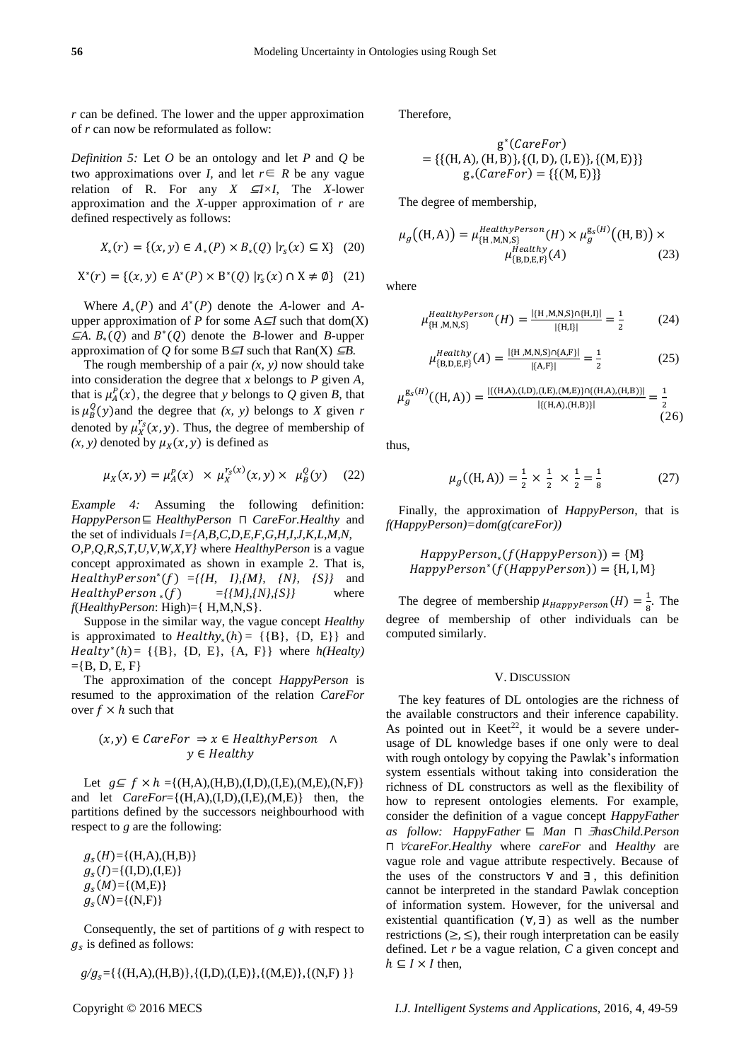*r* can be defined. The lower and the upper approximation of *r* can now be reformulated as follow:

*Definition 5:* Let *O* be an ontology and let *P* and *Q* be two approximations over *I*, and let $r \in R$ be any vague relation of R. For any $X \subseteq I \times I$, The *X*-lower approximation and the *X*-upper approximation of *r* are defined respectively as follows:

$$X_*(r) = \{(x, y) \in A_*(P) \times B_*(Q) \mid r_s(x) \subseteq X\} \quad (20)$$

$$X^*(r) = \{(x, y) \in A^*(P) \times B^*(Q) \mid r_s(x) \cap X \neq \emptyset\} \quad (21)$$

Where $A_*(P)$ and $A^*(P)$ denote the *A*-lower and *A*-upper approximation of *P* for some $A \subseteq I$ such that dom(X) $\subseteq A$. $B_*(Q)$ and $B^*(Q)$ denote the *B*-lower and *B*-upper approximation of *Q* for some $B \subseteq I$ such that Ran(X) $\subseteq B$.

The rough membership of a pair *(x, y)* now should take into consideration the degree that *x* belongs to *P* given *A*, that is $\mu_A^P(x)$, the degree that *y* belongs to *Q* given *B*, that is $\mu_B^Q(y)$ and the degree that *(x, y)* belongs to *X* given *r* denoted by $\mu_X^{r_s}(x, y)$. Thus, the degree of membership of *(x, y)* denoted by $\mu_X(x, y)$ is defined as

$$\mu_X(x, y) = \mu_A^P(x) \times \mu_X^{r_s(x)}(x, y) \times \mu_B^Q(y) \quad (22)$$

*Example 4:* Assuming the following definition: *HappyPerson* ⊑ *HealthyPerson* ⊓ *CareFor.Healthy* and the set of individuals *I={A,B,C,D,E,F,G,H,I,J,K,L,M,N, O,P,Q,R,S,T,U,V,W,X,Y}* where *HealthyPerson* is a vague concept approximated as shown in example 2. That is, $HealthyPerson^*(f)$ *={{H, I},{M}, {N}, {S}}* and $HealthyPerson_*(f)$ *={{M},{N},{S}}* where *f(HealthyPerson*: High)={ H,M,N,S}.

Suppose in the similar way, the vague concept *Healthy* is approximated to $Healthy_*(h)$ = {{B}, {D, E}} and $Healty^*(h)$ = {{B}, {D, E}, {A, F}} where *h(Healty)* ={B, D, E, F}

The approximation of the concept *HappyPerson* is resumed to the approximation of the relation *CareFor* over $f \times h$ such that

$$(x, y) \in CareFor \Rightarrow x \in HealthyPerson \;\wedge\; y \in Healthy$$

Let $g \subseteq f \times h$ ={(H,A),(H,B),(I,D),(I,E),(M,E),(N,F)} and let *CareFor*={(H,A),(I,D),(I,E),(M,E)} then, the partitions defined by the successors neighbourhood with respect to *g* are the following:

$g_s(H)$={(H,A),(H,B)}
$g_s(I)$={(I,D),(I,E)}
$g_s(M)$={(M,E)}
$g_s(N)$={(N,F)}

Consequently, the set of partitions of *g* with respect to $g_s$ is defined as follows:

$g/g_s$={{(H,A),(H,B)},{(I,D),(I,E)},{(M,E)},{(N,F) }}

Therefore,

$$g^*(CareFor) = \{\{(H,A),(H,B)\},\{(I,D),(I,E)\},\{(M,E)\}\}$$
$$g_*(CareFor) = \{\{(M,E)\}\}$$

The degree of membership,

$$\mu_g((H,A)) = \mu_{\{H,M,N,S\}}^{HealthyPerson}(H) \times \mu_g^{g_s(H)}((H,B)) \times \mu_{\{B,D,E,F\}}^{Healthy}(A) \quad (23)$$

where

$$\mu_{\{H,M,N,S\}}^{HealthyPerson}(H) = \frac{|\{H,M,N,S\} \cap \{H,I\}|}{|\{H,I\}|} = \frac{1}{2} \quad (24)$$

$$\mu_{\{B,D,E,F\}}^{Healthy}(A) = \frac{|\{H,M,N,S\} \cap \{A,F\}|}{|\{A,F\}|} = \frac{1}{2} \quad (25)$$

$$\mu_g^{g_s(H)}((H,A)) = \frac{|\{(H,A),(I,D),(I,E),(M,E)\} \cap \{(H,A),(H,B)\}|}{|\{(H,A),(H,B)\}|} = \frac{1}{2} \quad (26)$$

thus,

$$\mu_g((H,A)) = \frac{1}{2} \times \frac{1}{2} \times \frac{1}{2} = \frac{1}{8} \quad (27)$$

Finally, the approximation of *HappyPerson*, that is *f(HappyPerson)=dom(g(careFor))*

$$HappyPerson_*(f(HappyPerson)) = \{M\}$$
$$HappyPerson^*(f(HappyPerson)) = \{H, I, M\}$$

The degree of membership $\mu_{HappyPerson}(H) = \frac{1}{8}$. The degree of membership of other individuals can be computed similarly.

## V. Discussion

The key features of DL ontologies are the richness of the available constructors and their inference capability. As pointed out in Keet[22], it would be a severe under-usage of DL knowledge bases if one only were to deal with rough ontology by copying the Pawlak's information system essentials without taking into consideration the richness of DL constructors as well as the flexibility of how to represent ontologies elements. For example, consider the definition of a vague concept *HappyFather as follow: HappyFather* ⊑ *Man* ⊓ *∃hasChild.Person* ⊓ *∀careFor.Healthy* where *careFor* and *Healthy* are vague role and vague attribute respectively. Because of the uses of the constructors ∀ and ∃, this definition cannot be interpreted in the standard Pawlak conception of information system. However, for the universal and existential quantification (∀, ∃) as well as the number restrictions (≥, ≤), their rough interpretation can be easily defined. Let *r* be a vague relation, *C* a given concept and $h \subseteq I \times I$ then,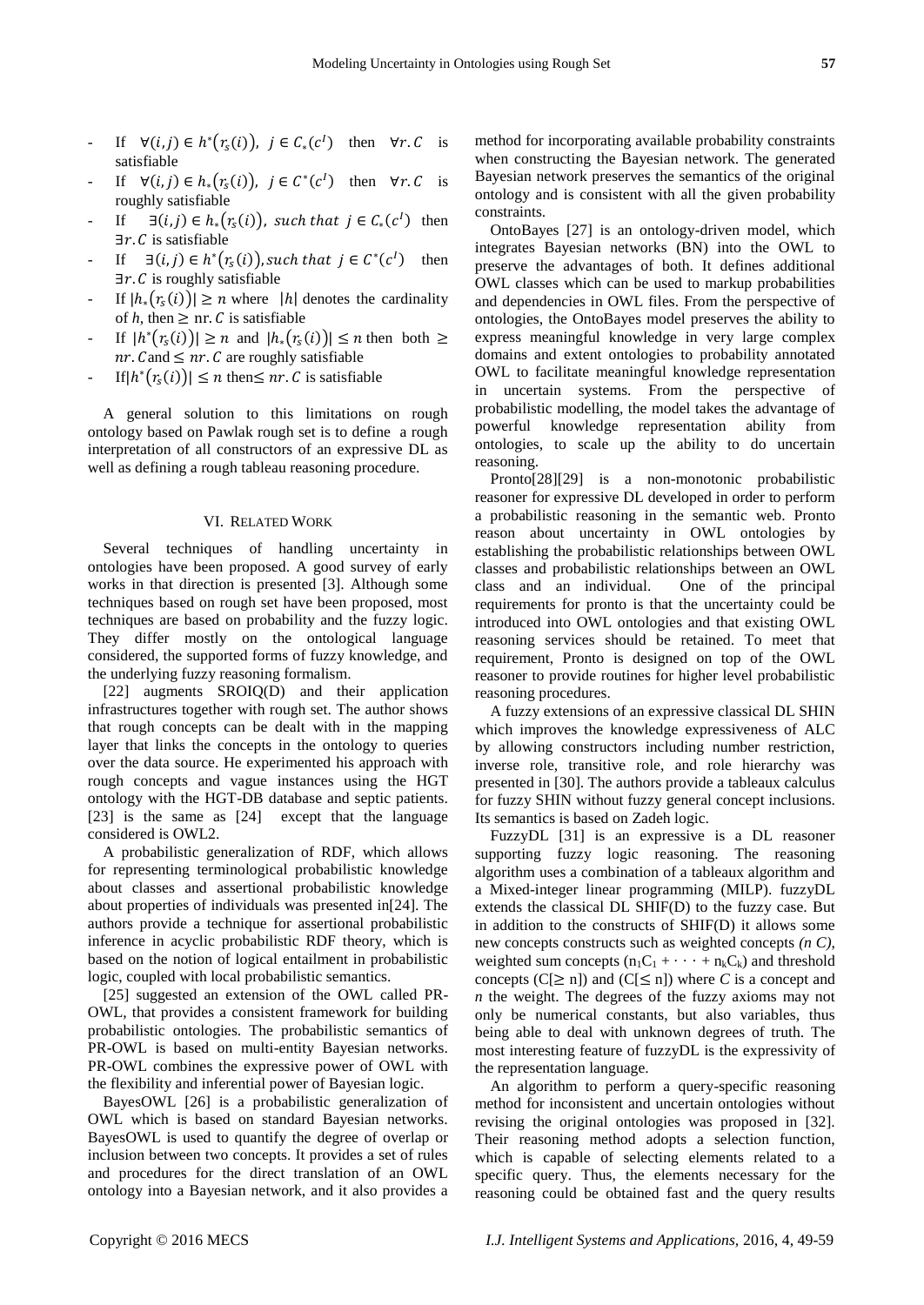- If $\forall(i,j) \in h^*(r_s(i)),\ j \in C_*(c^I)$ then $\forall r.C$ is satisfiable
- If $\forall(i,j) \in h_*(r_s(i)),\ j \in C^*(c^I)$ then $\forall r.C$ is roughly satisfiable
- If $\exists(i,j) \in h_*(r_s(i)),\ such\ that\ j \in C_*(c^I)$ then $\exists r.C$ is satisfiable
- If $\exists(i,j) \in h^*(r_s(i)), such\ that\ j \in C^*(c^I)$ then $\exists r.C$ is roughly satisfiable
- If $|h_*(r_s(i))| \geq n$ where $|h|$ denotes the cardinality of $h$, then $\geq$ nr. $C$ is satisfiable
- If $|h^*(r_s(i))| \geq n$ and $|h_*(r_s(i))| \leq n$ then both $\geq nr.C$ and $\leq nr.C$ are roughly satisfiable
- If $|h^*(r_s(i))| \leq n$ then $\leq nr.C$ is satisfiable

A general solution to this limitations on rough ontology based on Pawlak rough set is to define a rough interpretation of all constructors of an expressive DL as well as defining a rough tableau reasoning procedure.

## VI. Related Work

Several techniques of handling uncertainty in ontologies have been proposed. A good survey of early works in that direction is presented [3]. Although some techniques based on rough set have been proposed, most techniques are based on probability and the fuzzy logic. They differ mostly on the ontological language considered, the supported forms of fuzzy knowledge, and the underlying fuzzy reasoning formalism.

[22] augments SROIQ(D) and their application infrastructures together with rough set. The author shows that rough concepts can be dealt with in the mapping layer that links the concepts in the ontology to queries over the data source. He experimented his approach with rough concepts and vague instances using the HGT ontology with the HGT-DB database and septic patients. [23] is the same as [24] except that the language considered is OWL2.

A probabilistic generalization of RDF, which allows for representing terminological probabilistic knowledge about classes and assertional probabilistic knowledge about properties of individuals was presented in[24]. The authors provide a technique for assertional probabilistic inference in acyclic probabilistic RDF theory, which is based on the notion of logical entailment in probabilistic logic, coupled with local probabilistic semantics.

[25] suggested an extension of the OWL called PR-OWL, that provides a consistent framework for building probabilistic ontologies. The probabilistic semantics of PR-OWL is based on multi-entity Bayesian networks. PR-OWL combines the expressive power of OWL with the flexibility and inferential power of Bayesian logic.

BayesOWL [26] is a probabilistic generalization of OWL which is based on standard Bayesian networks. BayesOWL is used to quantify the degree of overlap or inclusion between two concepts. It provides a set of rules and procedures for the direct translation of an OWL ontology into a Bayesian network, and it also provides a method for incorporating available probability constraints when constructing the Bayesian network. The generated Bayesian network preserves the semantics of the original ontology and is consistent with all the given probability constraints.

OntoBayes [27] is an ontology-driven model, which integrates Bayesian networks (BN) into the OWL to preserve the advantages of both. It defines additional OWL classes which can be used to markup probabilities and dependencies in OWL files. From the perspective of ontologies, the OntoBayes model preserves the ability to express meaningful knowledge in very large complex domains and extent ontologies to probability annotated OWL to facilitate meaningful knowledge representation in uncertain systems. From the perspective of probabilistic modelling, the model takes the advantage of powerful knowledge representation ability from ontologies, to scale up the ability to do uncertain reasoning.

Pronto[28][29] is a non-monotonic probabilistic reasoner for expressive DL developed in order to perform a probabilistic reasoning in the semantic web. Pronto reason about uncertainty in OWL ontologies by establishing the probabilistic relationships between OWL classes and probabilistic relationships between an OWL class and an individual. One of the principal requirements for pronto is that the uncertainty could be introduced into OWL ontologies and that existing OWL reasoning services should be retained. To meet that requirement, Pronto is designed on top of the OWL reasoner to provide routines for higher level probabilistic reasoning procedures.

A fuzzy extensions of an expressive classical DL SHIN which improves the knowledge expressiveness of ALC by allowing constructors including number restriction, inverse role, transitive role, and role hierarchy was presented in [30]. The authors provide a tableaux calculus for fuzzy SHIN without fuzzy general concept inclusions. Its semantics is based on Zadeh logic.

FuzzyDL [31] is an expressive is a DL reasoner supporting fuzzy logic reasoning. The reasoning algorithm uses a combination of a tableaux algorithm and a Mixed-integer linear programming (MILP). fuzzyDL extends the classical DL SHIF(D) to the fuzzy case. But in addition to the constructs of SHIF(D) it allows some new concepts constructs such as weighted concepts *(n C)*, weighted sum concepts $(n_1C_1 + \cdots + n_kC_k)$ and threshold concepts ($C[\geq n]$) and ($C[\leq n]$) where *C* is a concept and *n* the weight. The degrees of the fuzzy axioms may not only be numerical constants, but also variables, thus being able to deal with unknown degrees of truth. The most interesting feature of fuzzyDL is the expressivity of the representation language.

An algorithm to perform a query-specific reasoning method for inconsistent and uncertain ontologies without revising the original ontologies was proposed in [32]. Their reasoning method adopts a selection function, which is capable of selecting elements related to a specific query. Thus, the elements necessary for the reasoning could be obtained fast and the query results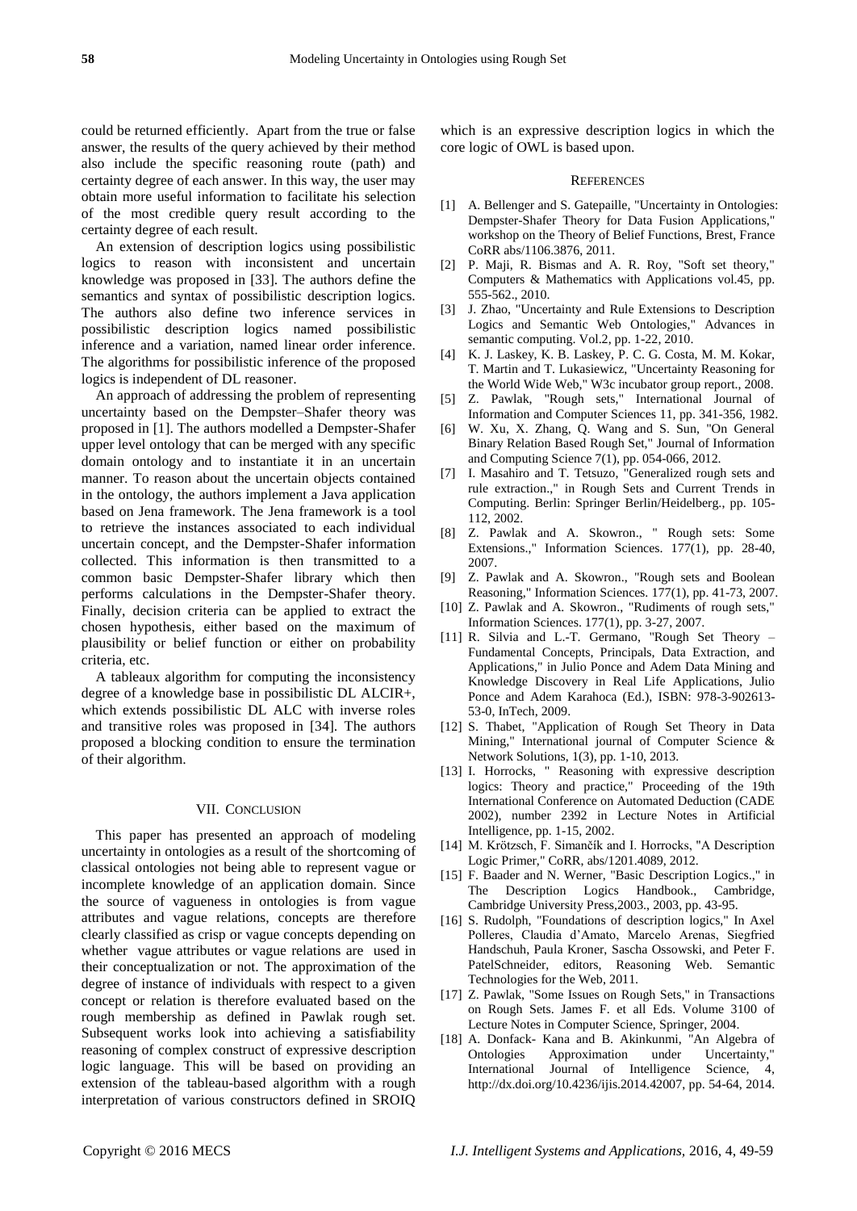could be returned efficiently. Apart from the true or false answer, the results of the query achieved by their method also include the specific reasoning route (path) and certainty degree of each answer. In this way, the user may obtain more useful information to facilitate his selection of the most credible query result according to the certainty degree of each result.

An extension of description logics using possibilistic logics to reason with inconsistent and uncertain knowledge was proposed in [33]. The authors define the semantics and syntax of possibilistic description logics. The authors also define two inference services in possibilistic description logics named possibilistic inference and a variation, named linear order inference. The algorithms for possibilistic inference of the proposed logics is independent of DL reasoner.

An approach of addressing the problem of representing uncertainty based on the Dempster–Shafer theory was proposed in [1]. The authors modelled a Dempster-Shafer upper level ontology that can be merged with any specific domain ontology and to instantiate it in an uncertain manner. To reason about the uncertain objects contained in the ontology, the authors implement a Java application based on Jena framework. The Jena framework is a tool to retrieve the instances associated to each individual uncertain concept, and the Dempster-Shafer information collected. This information is then transmitted to a common basic Dempster-Shafer library which then performs calculations in the Dempster-Shafer theory. Finally, decision criteria can be applied to extract the chosen hypothesis, either based on the maximum of plausibility or belief function or either on probability criteria, etc.

A tableaux algorithm for computing the inconsistency degree of a knowledge base in possibilistic DL ALCIR+, which extends possibilistic DL ALC with inverse roles and transitive roles was proposed in [34]. The authors proposed a blocking condition to ensure the termination of their algorithm.

## VII. Conclusion

This paper has presented an approach of modeling uncertainty in ontologies as a result of the shortcoming of classical ontologies not being able to represent vague or incomplete knowledge of an application domain. Since the source of vagueness in ontologies is from vague attributes and vague relations, concepts are therefore clearly classified as crisp or vague concepts depending on whether vague attributes or vague relations are used in their conceptualization or not. The approximation of the degree of instance of individuals with respect to a given concept or relation is therefore evaluated based on the rough membership as defined in Pawlak rough set. Subsequent works look into achieving a satisfiability reasoning of complex construct of expressive description logic language. This will be based on providing an extension of the tableau-based algorithm with a rough interpretation of various constructors defined in SROIQ which is an expressive description logics in which the core logic of OWL is based upon.

## References

[1] A. Bellenger and S. Gatepaille, "Uncertainty in Ontologies: Dempster-Shafer Theory for Data Fusion Applications," workshop on the Theory of Belief Functions, Brest, France CoRR abs/1106.3876, 2011.

[2] P. Maji, R. Bismas and A. R. Roy, "Soft set theory," Computers & Mathematics with Applications vol.45, pp. 555-562., 2010.

[3] J. Zhao, "Uncertainty and Rule Extensions to Description Logics and Semantic Web Ontologies," Advances in semantic computing. Vol.2, pp. 1-22, 2010.

[4] K. J. Laskey, K. B. Laskey, P. C. G. Costa, M. M. Kokar, T. Martin and T. Lukasiewicz, "Uncertainty Reasoning for the World Wide Web," W3c incubator group report., 2008.

[5] Z. Pawlak, "Rough sets," International Journal of Information and Computer Sciences 11, pp. 341-356, 1982.

[6] W. Xu, X. Zhang, Q. Wang and S. Sun, "On General Binary Relation Based Rough Set," Journal of Information and Computing Science 7(1), pp. 054-066, 2012.

[7] I. Masahiro and T. Tetsuzo, "Generalized rough sets and rule extraction.," in Rough Sets and Current Trends in Computing. Berlin: Springer Berlin/Heidelberg., pp. 105-112, 2002.

[8] Z. Pawlak and A. Skowron., " Rough sets: Some Extensions.," Information Sciences. 177(1), pp. 28-40, 2007.

[9] Z. Pawlak and A. Skowron., "Rough sets and Boolean Reasoning," Information Sciences. 177(1), pp. 41-73, 2007.

[10] Z. Pawlak and A. Skowron., "Rudiments of rough sets," Information Sciences. 177(1), pp. 3-27, 2007.

[11] R. Silvia and L.-T. Germano, "Rough Set Theory – Fundamental Concepts, Principals, Data Extraction, and Applications," in Julio Ponce and Adem Data Mining and Knowledge Discovery in Real Life Applications, Julio Ponce and Adem Karahoca (Ed.), ISBN: 978-3-902613-53-0, InTech, 2009.

[12] S. Thabet, "Application of Rough Set Theory in Data Mining," International journal of Computer Science & Network Solutions, 1(3), pp. 1-10, 2013.

[13] I. Horrocks, " Reasoning with expressive description logics: Theory and practice," Proceeding of the 19th International Conference on Automated Deduction (CADE 2002), number 2392 in Lecture Notes in Artificial Intelligence, pp. 1-15, 2002.

[14] M. Krötzsch, F. Simančík and I. Horrocks, "A Description Logic Primer," CoRR, abs/1201.4089, 2012.

[15] F. Baader and N. Werner, "Basic Description Logics.," in The Description Logics Handbook., Cambridge, Cambridge University Press,2003., 2003, pp. 43-95.

[16] S. Rudolph, "Foundations of description logics," In Axel Polleres, Claudia d'Amato, Marcelo Arenas, Siegfried Handschuh, Paula Kroner, Sascha Ossowski, and Peter F. PatelSchneider, editors, Reasoning Web. Semantic Technologies for the Web, 2011.

[17] Z. Pawlak, "Some Issues on Rough Sets," in Transactions on Rough Sets. James F. et all Eds. Volume 3100 of Lecture Notes in Computer Science, Springer, 2004.

[18] A. Donfack- Kana and B. Akinkunmi, "An Algebra of Ontologies Approximation under Uncertainty," International Journal of Intelligence Science, 4, http://dx.doi.org/10.4236/ijis.2014.42007, pp. 54-64, 2014.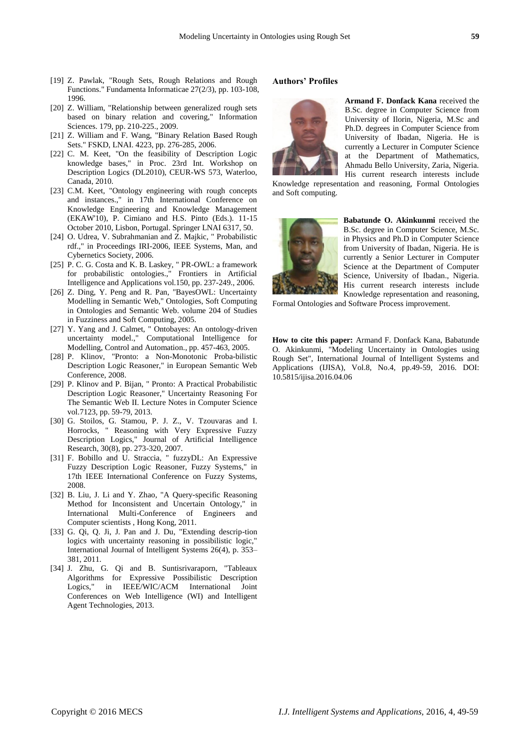[19] Z. Pawlak, "Rough Sets, Rough Relations and Rough Functions." Fundamenta Informaticae 27(2/3), pp. 103-108, 1996.

[20] Z. William, "Relationship between generalized rough sets based on binary relation and covering," Information Sciences. 179, pp. 210-225., 2009.

[21] Z. William and F. Wang, "Binary Relation Based Rough Sets." FSKD, LNAI. 4223, pp. 276-285, 2006.

[22] C. M. Keet, "On the feasibility of Description Logic knowledge bases," in Proc. 23rd Int. Workshop on Description Logics (DL2010), CEUR-WS 573, Waterloo, Canada, 2010.

[23] C.M. Keet, "Ontology engineering with rough concepts and instances.," in 17th International Conference on Knowledge Engineering and Knowledge Management (EKAW'10), P. Cimiano and H.S. Pinto (Eds.). 11-15 October 2010, Lisbon, Portugal. Springer LNAI 6317, 50.

[24] O. Udrea, V. Subrahmanian and Z. Majkic, " Probabilistic rdf.," in Proceedings IRI-2006, IEEE Systems, Man, and Cybernetics Society, 2006.

[25] P. C. G. Costa and K. B. Laskey, " PR-OWL: a framework for probabilistic ontologies.," Frontiers in Artificial Intelligence and Applications vol.150, pp. 237-249., 2006.

[26] Z. Ding, Y. Peng and R. Pan, "BayesOWL: Uncertainty Modelling in Semantic Web," Ontologies, Soft Computing in Ontologies and Semantic Web. volume 204 of Studies in Fuzziness and Soft Computing, 2005.

[27] Y. Yang and J. Calmet, " Ontobayes: An ontology-driven uncertainty model.," Computational Intelligence for Modelling, Control and Automation., pp. 457-463, 2005.

[28] P. Klinov, "Pronto: a Non-Monotonic Proba-bilistic Description Logic Reasoner," in European Semantic Web Conference, 2008.

[29] P. Klinov and P. Bijan, " Pronto: A Practical Probabilistic Description Logic Reasoner," Uncertainty Reasoning For The Semantic Web II. Lecture Notes in Computer Science vol.7123, pp. 59-79, 2013.

[30] G. Stoilos, G. Stamou, P. J. Z., V. Tzouvaras and I. Horrocks, " Reasoning with Very Expressive Fuzzy Description Logics," Journal of Artificial Intelligence Research, 30(8), pp. 273-320, 2007.

[31] F. Bobillo and U. Straccia, " fuzzyDL: An Expressive Fuzzy Description Logic Reasoner, Fuzzy Systems," in 17th IEEE International Conference on Fuzzy Systems, 2008.

[32] B. Liu, J. Li and Y. Zhao, "A Query-specific Reasoning Method for Inconsistent and Uncertain Ontology," in International Multi-Conference of Engineers and Computer scientists , Hong Kong, 2011.

[33] G. Qi, Q. Ji, J. Pan and J. Du, "Extending descrip-tion logics with uncertainty reasoning in possibilistic logic," International Journal of Intelligent Systems 26(4), p. 353–381, 2011.

[34] J. Zhu, G. Qi and B. Suntisrivaraporn, "Tableaux Algorithms for Expressive Possibilistic Description Logics," in IEEE/WIC/ACM International Joint Conferences on Web Intelligence (WI) and Intelligent Agent Technologies, 2013.

### Authors' Profiles

**Armand F. Donfack Kana** received the B.Sc. degree in Computer Science from University of Ilorin, Nigeria, M.Sc and Ph.D. degrees in Computer Science from University of Ibadan, Nigeria. He is currently a Lecturer in Computer Science at the Department of Mathematics, Ahmadu Bello University, Zaria, Nigeria. His current research interests include Knowledge representation and reasoning, Formal Ontologies and Soft computing.

**Babatunde O. Akinkunmi** received the B.Sc. degree in Computer Science, M.Sc. in Physics and Ph.D in Computer Science from University of Ibadan, Nigeria. He is currently a Senior Lecturer in Computer Science at the Department of Computer Science, University of Ibadan., Nigeria. His current research interests include Knowledge representation and reasoning, Formal Ontologies and Software Process improvement.

**How to cite this paper:** Armand F. Donfack Kana, Babatunde O. Akinkunmi, "Modeling Uncertainty in Ontologies using Rough Set", International Journal of Intelligent Systems and Applications (IJISA), Vol.8, No.4, pp.49-59, 2016. DOI: 10.5815/ijisa.2016.04.06